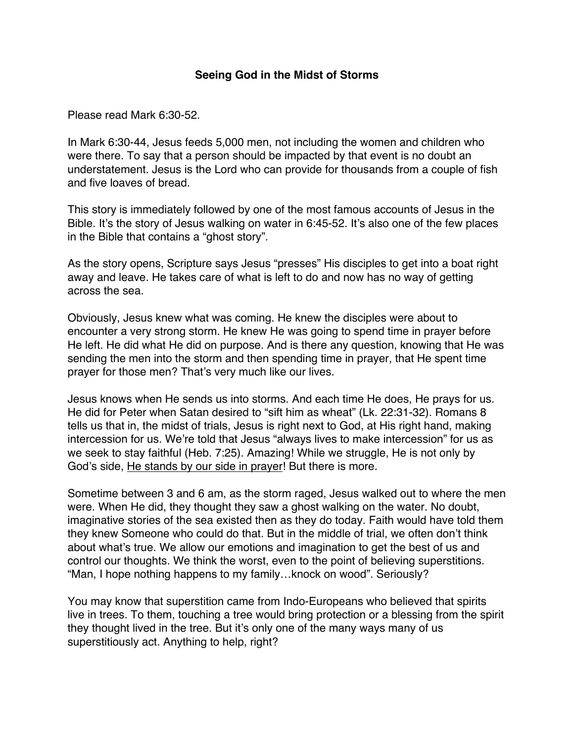**Seeing God in the Midst of Storms**

Please read Mark 6:30-52.

In Mark 6:30-44, Jesus feeds 5,000 men, not including the women and children who were there. To say that a person should be impacted by that event is no doubt an understatement. Jesus is the Lord who can provide for thousands from a couple of fish and five loaves of bread.

This story is immediately followed by one of the most famous accounts of Jesus in the Bible. It's the story of Jesus walking on water in 6:45-52. It's also one of the few places in the Bible that contains a "ghost story".

As the story opens, Scripture says Jesus "presses" His disciples to get into a boat right away and leave. He takes care of what is left to do and now has no way of getting across the sea.

Obviously, Jesus knew what was coming. He knew the disciples were about to encounter a very strong storm. He knew He was going to spend time in prayer before He left. He did what He did on purpose. And is there any question, knowing that He was sending the men into the storm and then spending time in prayer, that He spent time prayer for those men? That's very much like our lives.

Jesus knows when He sends us into storms. And each time He does, He prays for us. He did for Peter when Satan desired to "sift him as wheat" (Lk. 22:31-32). Romans 8 tells us that in, the midst of trials, Jesus is right next to God, at His right hand, making intercession for us. We're told that Jesus "always lives to make intercession" for us as we seek to stay faithful (Heb. 7:25). Amazing! While we struggle, He is not only by God's side, <u>He stands by our side in prayer</u>! But there is more.

Sometime between 3 and 6 am, as the storm raged, Jesus walked out to where the men were. When He did, they thought they saw a ghost walking on the water. No doubt, imaginative stories of the sea existed then as they do today. Faith would have told them they knew Someone who could do that. But in the middle of trial, we often don't think about what's true. We allow our emotions and imagination to get the best of us and control our thoughts. We think the worst, even to the point of believing superstitions. "Man, I hope nothing happens to my family…knock on wood". Seriously?

You may know that superstition came from Indo-Europeans who believed that spirits live in trees. To them, touching a tree would bring protection or a blessing from the spirit they thought lived in the tree. But it's only one of the many ways many of us superstitiously act. Anything to help, right?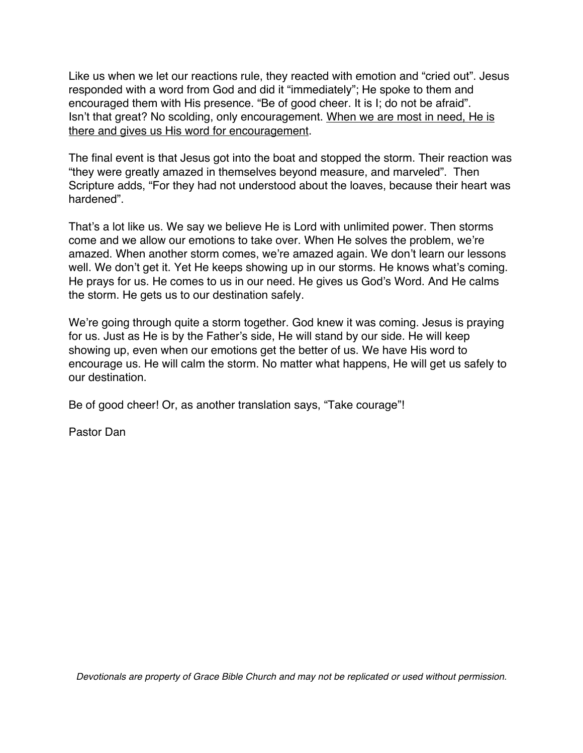Like us when we let our reactions rule, they reacted with emotion and "cried out". Jesus responded with a word from God and did it "immediately"; He spoke to them and encouraged them with His presence. "Be of good cheer. It is I; do not be afraid". Isn't that great? No scolding, only encouragement. <u>When we are most in need, He is there and gives us His word for encouragement</u>.

The final event is that Jesus got into the boat and stopped the storm. Their reaction was "they were greatly amazed in themselves beyond measure, and marveled". Then Scripture adds, "For they had not understood about the loaves, because their heart was hardened".

That's a lot like us. We say we believe He is Lord with unlimited power. Then storms come and we allow our emotions to take over. When He solves the problem, we're amazed. When another storm comes, we're amazed again. We don't learn our lessons well. We don't get it. Yet He keeps showing up in our storms. He knows what's coming. He prays for us. He comes to us in our need. He gives us God's Word. And He calms the storm. He gets us to our destination safely.

We're going through quite a storm together. God knew it was coming. Jesus is praying for us. Just as He is by the Father's side, He will stand by our side. He will keep showing up, even when our emotions get the better of us. We have His word to encourage us. He will calm the storm. No matter what happens, He will get us safely to our destination.

Be of good cheer! Or, as another translation says, "Take courage"!

Pastor Dan

*Devotionals are property of Grace Bible Church and may not be replicated or used without permission.*